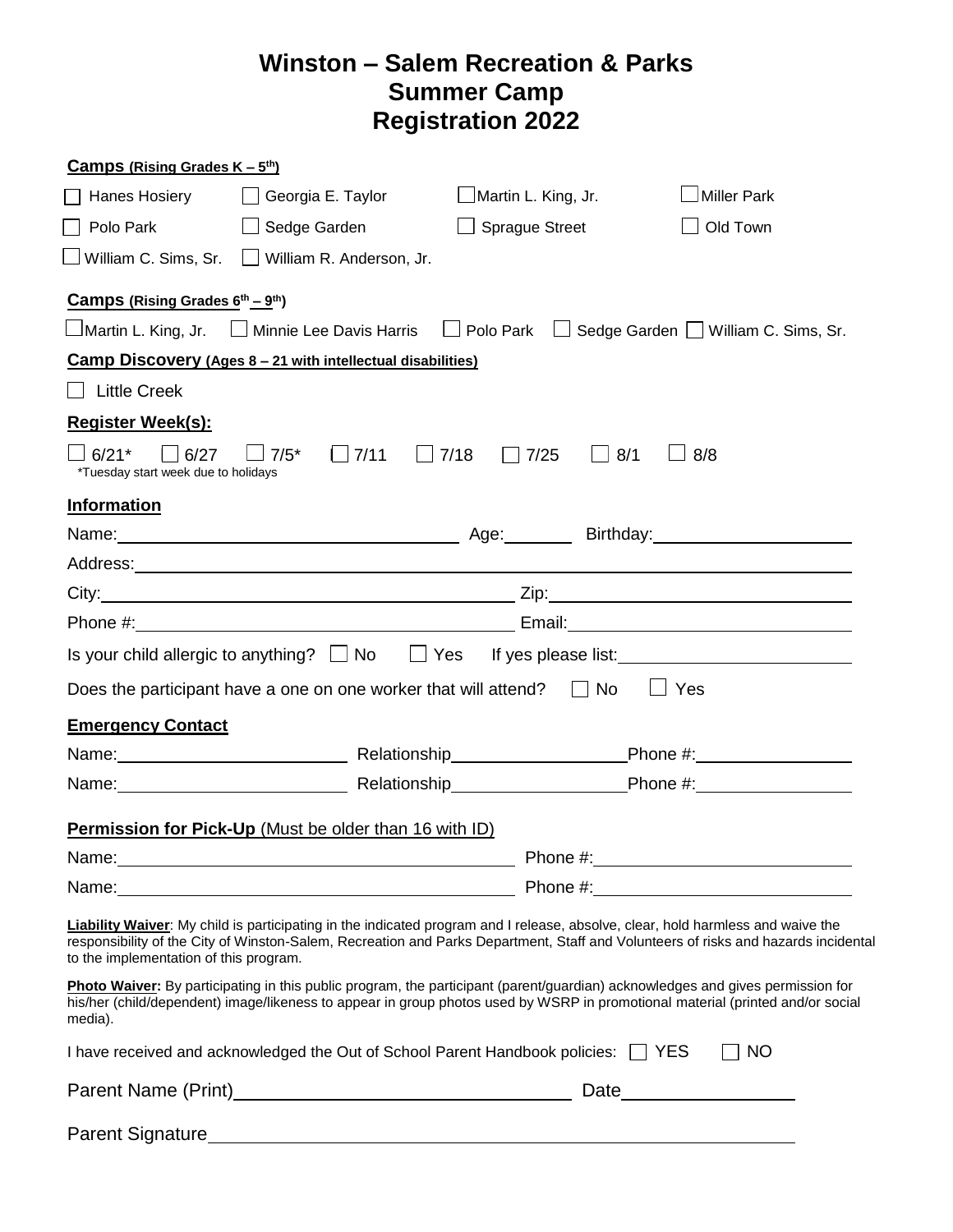# Winston – Salem Recreation & Parks
# Summer Camp
# Registration 2022

**Camps (Rising Grades K – 5th)**

☐ Hanes Hosiery ☐ Georgia E. Taylor ☐ Martin L. King, Jr. ☐ Miller Park

☐ Polo Park ☐ Sedge Garden ☐ Sprague Street ☐ Old Town

☐ William C. Sims, Sr. ☐ William R. Anderson, Jr.

**Camps (Rising Grades 6th – 9th)**

☐ Martin L. King, Jr. ☐ Minnie Lee Davis Harris ☐ Polo Park ☐ Sedge Garden ☐ William C. Sims, Sr.

**Camp Discovery (Ages 8 – 21 with intellectual disabilities)**

☐ Little Creek

**Register Week(s):**

☐ 6/21* ☐ 6/27 ☐ 7/5* ☐ 7/11 ☐ 7/18 ☐ 7/25 ☐ 8/1 ☐ 8/8

*Tuesday start week due to holidays

**Information**

Name:______________________ Age:________ Birthday:______________________

Address:__________________________________________________________

City:______________________________ Zip:______________________________

Phone #:___________________________ Email:____________________________

Is your child allergic to anything? ☐ No ☐ Yes If yes please list:______________________

Does the participant have a one on one worker that will attend? ☐ No ☐ Yes

**Emergency Contact**

Name:__________________ Relationship__________________ Phone #:__________________

Name:__________________ Relationship__________________ Phone #:__________________

**Permission for Pick-Up** (Must be older than 16 with ID)

Name:______________________________ Phone #:______________________________

Name:______________________________ Phone #:______________________________

**Liability Waiver**: My child is participating in the indicated program and I release, absolve, clear, hold harmless and waive the responsibility of the City of Winston-Salem, Recreation and Parks Department, Staff and Volunteers of risks and hazards incidental to the implementation of this program.

**Photo Waiver:** By participating in this public program, the participant (parent/guardian) acknowledges and gives permission for his/her (child/dependent) image/likeness to appear in group photos used by WSRP in promotional material (printed and/or social media).

I have received and acknowledged the Out of School Parent Handbook policies: ☐ YES ☐ NO

Parent Name (Print)______________________________ Date__________________

Parent Signature__________________________________________________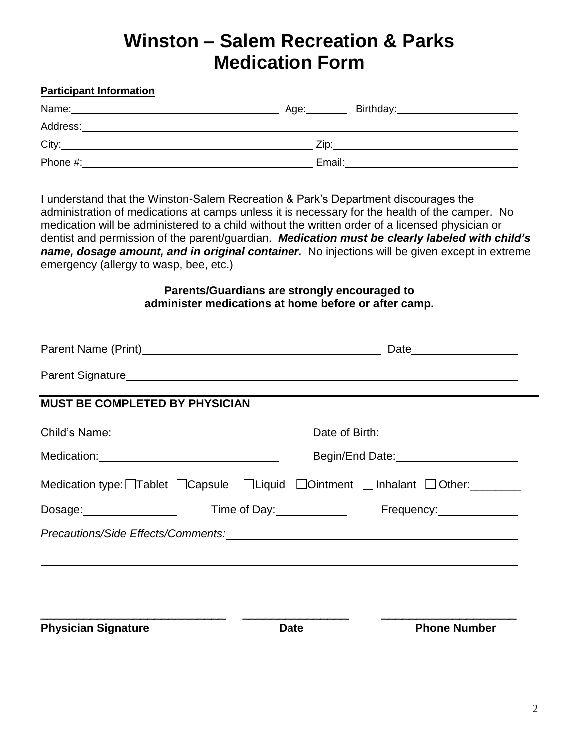# Winston – Salem Recreation & Parks
# Medication Form

**Participant Information**

Name:\_\_\_\_\_\_\_\_\_\_\_\_\_\_\_\_\_\_\_\_\_\_\_\_\_\_\_\_\_\_\_\_ Age:\_\_\_\_\_\_\_ Birthday:\_\_\_\_\_\_\_\_\_\_\_\_\_\_\_\_\_\_\_\_

Address:\_\_\_\_\_\_\_\_\_\_\_\_\_\_\_\_\_\_\_\_\_\_\_\_\_\_\_\_\_\_\_\_\_\_\_\_\_\_\_\_\_\_\_\_\_\_\_\_\_\_\_\_\_\_\_\_\_\_\_\_\_\_

City:\_\_\_\_\_\_\_\_\_\_\_\_\_\_\_\_\_\_\_\_\_\_\_\_\_\_\_\_\_\_\_\_\_\_\_\_\_\_\_\_ Zip:\_\_\_\_\_\_\_\_\_\_\_\_\_\_\_\_\_\_\_\_\_\_\_\_\_\_\_\_\_\_

Phone #:\_\_\_\_\_\_\_\_\_\_\_\_\_\_\_\_\_\_\_\_\_\_\_\_\_\_\_\_\_\_\_\_\_\_\_\_\_\_ Email:\_\_\_\_\_\_\_\_\_\_\_\_\_\_\_\_\_\_\_\_\_\_\_\_\_\_\_\_\_\_

I understand that the Winston-Salem Recreation & Park's Department discourages the administration of medications at camps unless it is necessary for the health of the camper. No medication will be administered to a child without the written order of a licensed physician or dentist and permission of the parent/guardian. ***Medication must be clearly labeled with child's name, dosage amount, and in original container.*** No injections will be given except in extreme emergency (allergy to wasp, bee, etc.)

**Parents/Guardians are strongly encouraged to administer medications at home before or after camp.**

Parent Name (Print)\_\_\_\_\_\_\_\_\_\_\_\_\_\_\_\_\_\_\_\_\_\_\_\_\_\_\_\_\_\_\_\_\_\_\_\_\_\_\_\_ Date\_\_\_\_\_\_\_\_\_\_\_\_\_\_\_\_\_

Parent Signature\_\_\_\_\_\_\_\_\_\_\_\_\_\_\_\_\_\_\_\_\_\_\_\_\_\_\_\_\_\_\_\_\_\_\_\_\_\_\_\_\_\_\_\_\_\_\_\_\_\_\_\_\_\_\_\_\_\_\_\_\_\_\_

**MUST BE COMPLETED BY PHYSICIAN**

Child's Name:\_\_\_\_\_\_\_\_\_\_\_\_\_\_\_\_\_\_\_\_\_\_\_\_\_\_\_\_ Date of Birth:\_\_\_\_\_\_\_\_\_\_\_\_\_\_\_\_\_\_\_\_\_\_\_

Medication:\_\_\_\_\_\_\_\_\_\_\_\_\_\_\_\_\_\_\_\_\_\_\_\_\_\_\_\_\_\_ Begin/End Date:\_\_\_\_\_\_\_\_\_\_\_\_\_\_\_\_\_\_\_\_

Medication type: ☐Tablet ☐Capsule ☐Liquid ☐Ointment ☐Inhalant ☐Other:\_\_\_\_\_\_\_\_

Dosage:\_\_\_\_\_\_\_\_\_\_\_\_\_\_\_\_ Time of Day:\_\_\_\_\_\_\_\_\_\_\_\_ Frequency:\_\_\_\_\_\_\_\_\_\_\_\_\_\_

*Precautions/Side Effects/Comments:*\_\_\_\_\_\_\_\_\_\_\_\_\_\_\_\_\_\_\_\_\_\_\_\_\_\_\_\_\_\_\_\_\_\_\_\_\_\_\_\_\_\_\_\_\_\_\_\_

\_\_\_\_\_\_\_\_\_\_\_\_\_\_\_\_\_\_\_\_\_\_\_\_\_\_\_\_\_\_\_\_\_\_\_\_\_\_\_\_\_\_\_\_\_\_\_\_\_\_\_\_\_\_\_\_\_\_\_\_\_\_\_\_\_\_\_\_\_\_\_\_\_\_\_\_\_\_

\_\_\_\_\_\_\_\_\_\_\_\_\_\_\_\_\_\_\_\_\_\_\_\_\_\_\_\_\_\_ \_\_\_\_\_\_\_\_\_\_\_\_\_\_\_\_\_ \_\_\_\_\_\_\_\_\_\_\_\_\_\_\_\_\_\_\_\_\_\_

**Physician Signature** **Date** **Phone Number**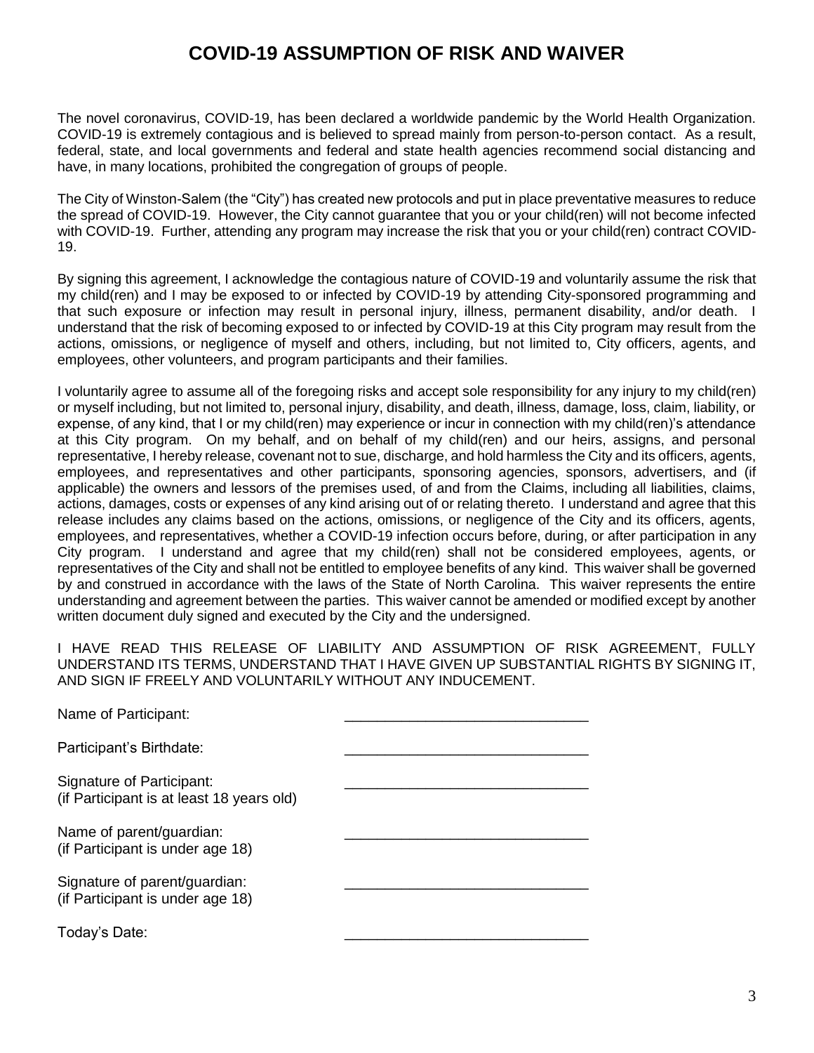# COVID-19 ASSUMPTION OF RISK AND WAIVER

The novel coronavirus, COVID-19, has been declared a worldwide pandemic by the World Health Organization. COVID-19 is extremely contagious and is believed to spread mainly from person-to-person contact. As a result, federal, state, and local governments and federal and state health agencies recommend social distancing and have, in many locations, prohibited the congregation of groups of people.

The City of Winston-Salem (the "City") has created new protocols and put in place preventative measures to reduce the spread of COVID-19. However, the City cannot guarantee that you or your child(ren) will not become infected with COVID-19. Further, attending any program may increase the risk that you or your child(ren) contract COVID-19.

By signing this agreement, I acknowledge the contagious nature of COVID-19 and voluntarily assume the risk that my child(ren) and I may be exposed to or infected by COVID-19 by attending City-sponsored programming and that such exposure or infection may result in personal injury, illness, permanent disability, and/or death. I understand that the risk of becoming exposed to or infected by COVID-19 at this City program may result from the actions, omissions, or negligence of myself and others, including, but not limited to, City officers, agents, and employees, other volunteers, and program participants and their families.

I voluntarily agree to assume all of the foregoing risks and accept sole responsibility for any injury to my child(ren) or myself including, but not limited to, personal injury, disability, and death, illness, damage, loss, claim, liability, or expense, of any kind, that I or my child(ren) may experience or incur in connection with my child(ren)'s attendance at this City program. On my behalf, and on behalf of my child(ren) and our heirs, assigns, and personal representative, I hereby release, covenant not to sue, discharge, and hold harmless the City and its officers, agents, employees, and representatives and other participants, sponsoring agencies, sponsors, advertisers, and (if applicable) the owners and lessors of the premises used, of and from the Claims, including all liabilities, claims, actions, damages, costs or expenses of any kind arising out of or relating thereto. I understand and agree that this release includes any claims based on the actions, omissions, or negligence of the City and its officers, agents, employees, and representatives, whether a COVID-19 infection occurs before, during, or after participation in any City program. I understand and agree that my child(ren) shall not be considered employees, agents, or representatives of the City and shall not be entitled to employee benefits of any kind. This waiver shall be governed by and construed in accordance with the laws of the State of North Carolina. This waiver represents the entire understanding and agreement between the parties. This waiver cannot be amended or modified except by another written document duly signed and executed by the City and the undersigned.

I HAVE READ THIS RELEASE OF LIABILITY AND ASSUMPTION OF RISK AGREEMENT, FULLY UNDERSTAND ITS TERMS, UNDERSTAND THAT I HAVE GIVEN UP SUBSTANTIAL RIGHTS BY SIGNING IT, AND SIGN IF FREELY AND VOLUNTARILY WITHOUT ANY INDUCEMENT.

Name of Participant: ______________________________

Participant's Birthdate: ______________________________

Signature of Participant: ______________________________
(if Participant is at least 18 years old)

Name of parent/guardian: ______________________________
(if Participant is under age 18)

Signature of parent/guardian: ______________________________
(if Participant is under age 18)

Today's Date: ______________________________